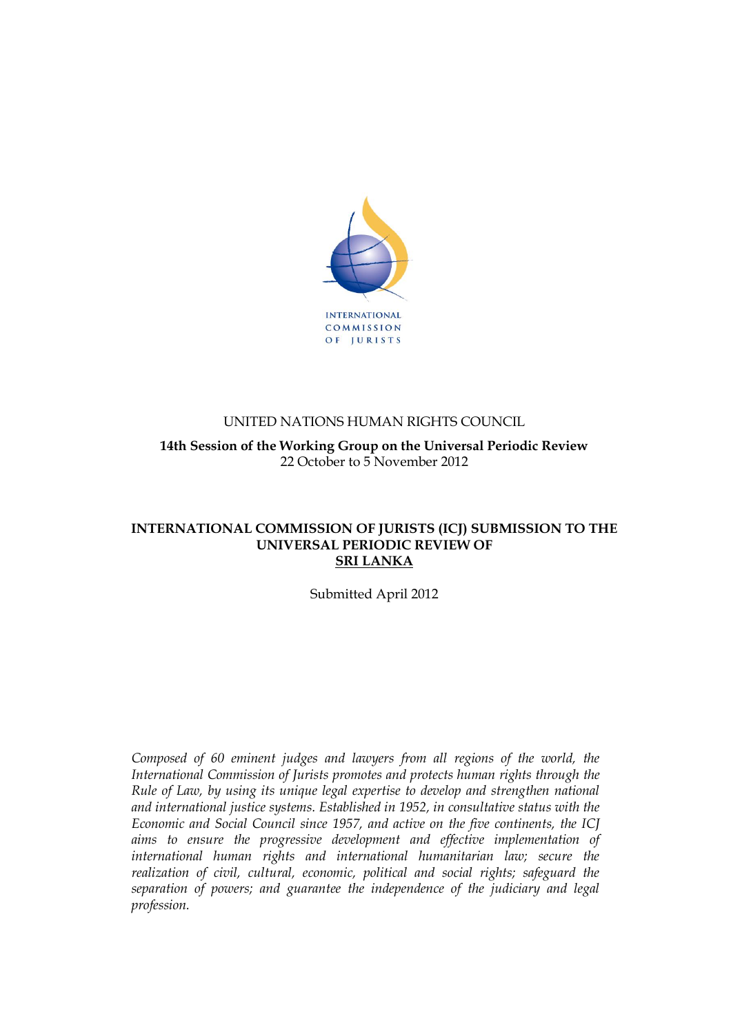INTERNATIONAL COMMISSION OF JURISTS

UNITED NATIONS HUMAN RIGHTS COUNCIL

**14th Session of the Working Group on the Universal Periodic Review**
22 October to 5 November 2012

# INTERNATIONAL COMMISSION OF JURISTS (ICJ) SUBMISSION TO THE UNIVERSAL PERIODIC REVIEW OF SRI LANKA

Submitted April 2012

*Composed of 60 eminent judges and lawyers from all regions of the world, the International Commission of Jurists promotes and protects human rights through the Rule of Law, by using its unique legal expertise to develop and strengthen national and international justice systems. Established in 1952, in consultative status with the Economic and Social Council since 1957, and active on the five continents, the ICJ aims to ensure the progressive development and effective implementation of international human rights and international humanitarian law; secure the realization of civil, cultural, economic, political and social rights; safeguard the separation of powers; and guarantee the independence of the judiciary and legal profession.*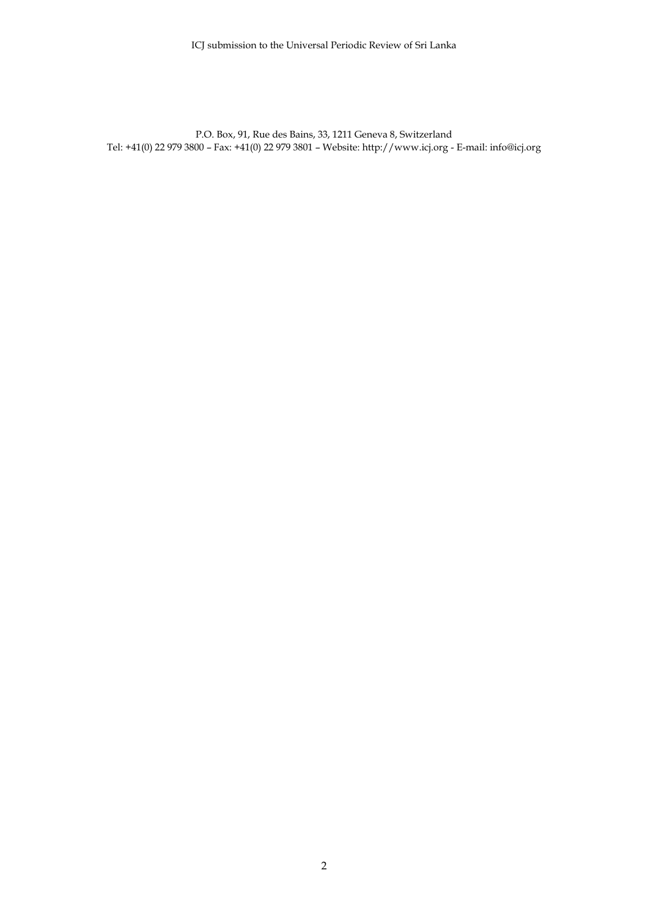P.O. Box, 91, Rue des Bains, 33, 1211 Geneva 8, Switzerland
Tel: +41(0) 22 979 3800 – Fax: +41(0) 22 979 3801 – Website: http://www.icj.org - E-mail: info@icj.org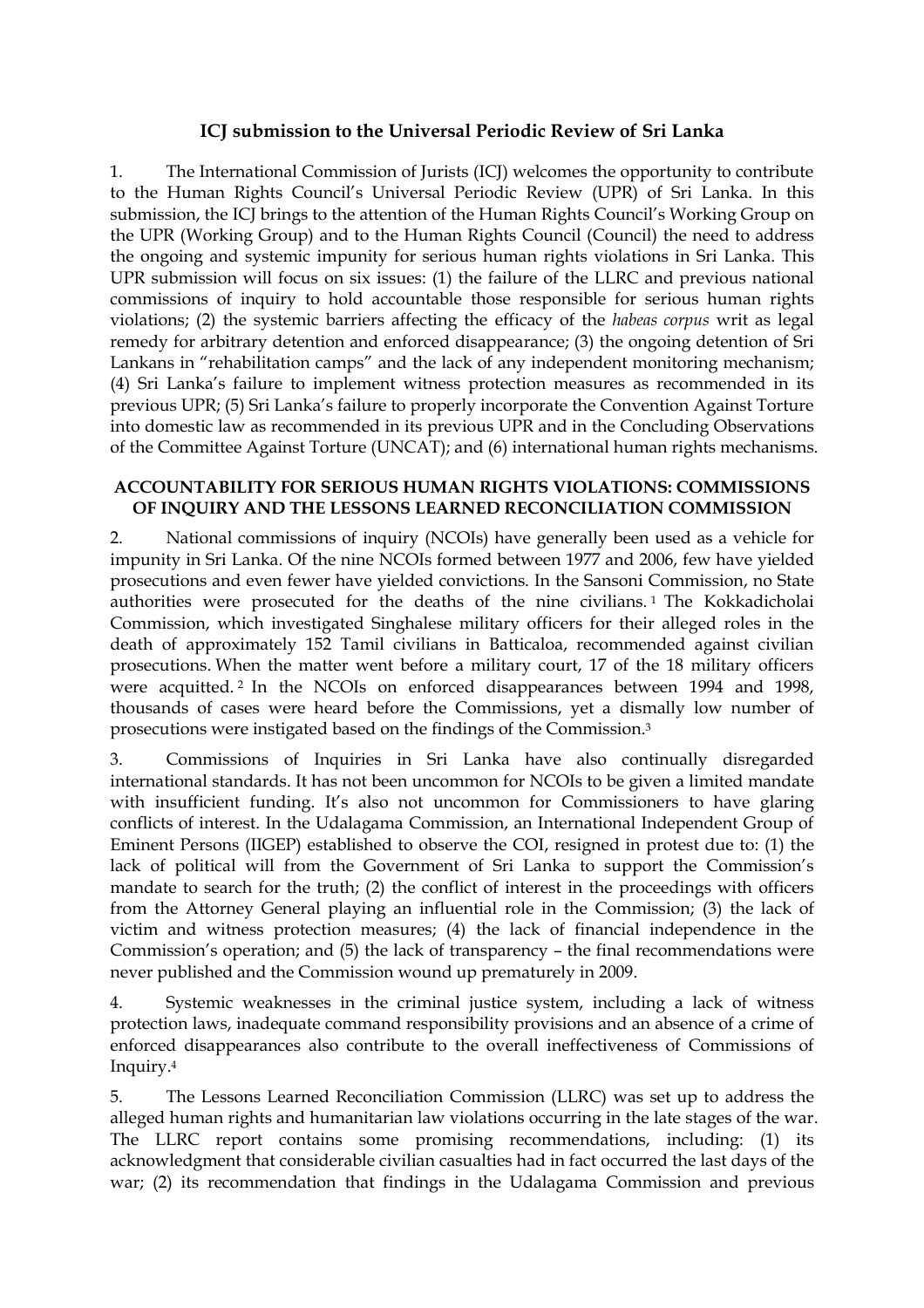## ICJ submission to the Universal Periodic Review of Sri Lanka

1. The International Commission of Jurists (ICJ) welcomes the opportunity to contribute to the Human Rights Council's Universal Periodic Review (UPR) of Sri Lanka. In this submission, the ICJ brings to the attention of the Human Rights Council's Working Group on the UPR (Working Group) and to the Human Rights Council (Council) the need to address the ongoing and systemic impunity for serious human rights violations in Sri Lanka. This UPR submission will focus on six issues: (1) the failure of the LLRC and previous national commissions of inquiry to hold accountable those responsible for serious human rights violations; (2) the systemic barriers affecting the efficacy of the *habeas corpus* writ as legal remedy for arbitrary detention and enforced disappearance; (3) the ongoing detention of Sri Lankans in "rehabilitation camps" and the lack of any independent monitoring mechanism; (4) Sri Lanka's failure to implement witness protection measures as recommended in its previous UPR; (5) Sri Lanka's failure to properly incorporate the Convention Against Torture into domestic law as recommended in its previous UPR and in the Concluding Observations of the Committee Against Torture (UNCAT); and (6) international human rights mechanisms.

### ACCOUNTABILITY FOR SERIOUS HUMAN RIGHTS VIOLATIONS: COMMISSIONS OF INQUIRY AND THE LESSONS LEARNED RECONCILIATION COMMISSION

2. National commissions of inquiry (NCOIs) have generally been used as a vehicle for impunity in Sri Lanka. Of the nine NCOIs formed between 1977 and 2006, few have yielded prosecutions and even fewer have yielded convictions. In the Sansoni Commission, no State authorities were prosecuted for the deaths of the nine civilians.[1] The Kokkadicholai Commission, which investigated Singhalese military officers for their alleged roles in the death of approximately 152 Tamil civilians in Batticaloa, recommended against civilian prosecutions. When the matter went before a military court, 17 of the 18 military officers were acquitted.[2] In the NCOIs on enforced disappearances between 1994 and 1998, thousands of cases were heard before the Commissions, yet a dismally low number of prosecutions were instigated based on the findings of the Commission.[3]

3. Commissions of Inquiries in Sri Lanka have also continually disregarded international standards. It has not been uncommon for NCOIs to be given a limited mandate with insufficient funding. It's also not uncommon for Commissioners to have glaring conflicts of interest. In the Udalagama Commission, an International Independent Group of Eminent Persons (IIGEP) established to observe the COI, resigned in protest due to: (1) the lack of political will from the Government of Sri Lanka to support the Commission's mandate to search for the truth; (2) the conflict of interest in the proceedings with officers from the Attorney General playing an influential role in the Commission; (3) the lack of victim and witness protection measures; (4) the lack of financial independence in the Commission's operation; and (5) the lack of transparency – the final recommendations were never published and the Commission wound up prematurely in 2009.

4. Systemic weaknesses in the criminal justice system, including a lack of witness protection laws, inadequate command responsibility provisions and an absence of a crime of enforced disappearances also contribute to the overall ineffectiveness of Commissions of Inquiry.[4]

5. The Lessons Learned Reconciliation Commission (LLRC) was set up to address the alleged human rights and humanitarian law violations occurring in the late stages of the war. The LLRC report contains some promising recommendations, including: (1) its acknowledgment that considerable civilian casualties had in fact occurred the last days of the war; (2) its recommendation that findings in the Udalagama Commission and previous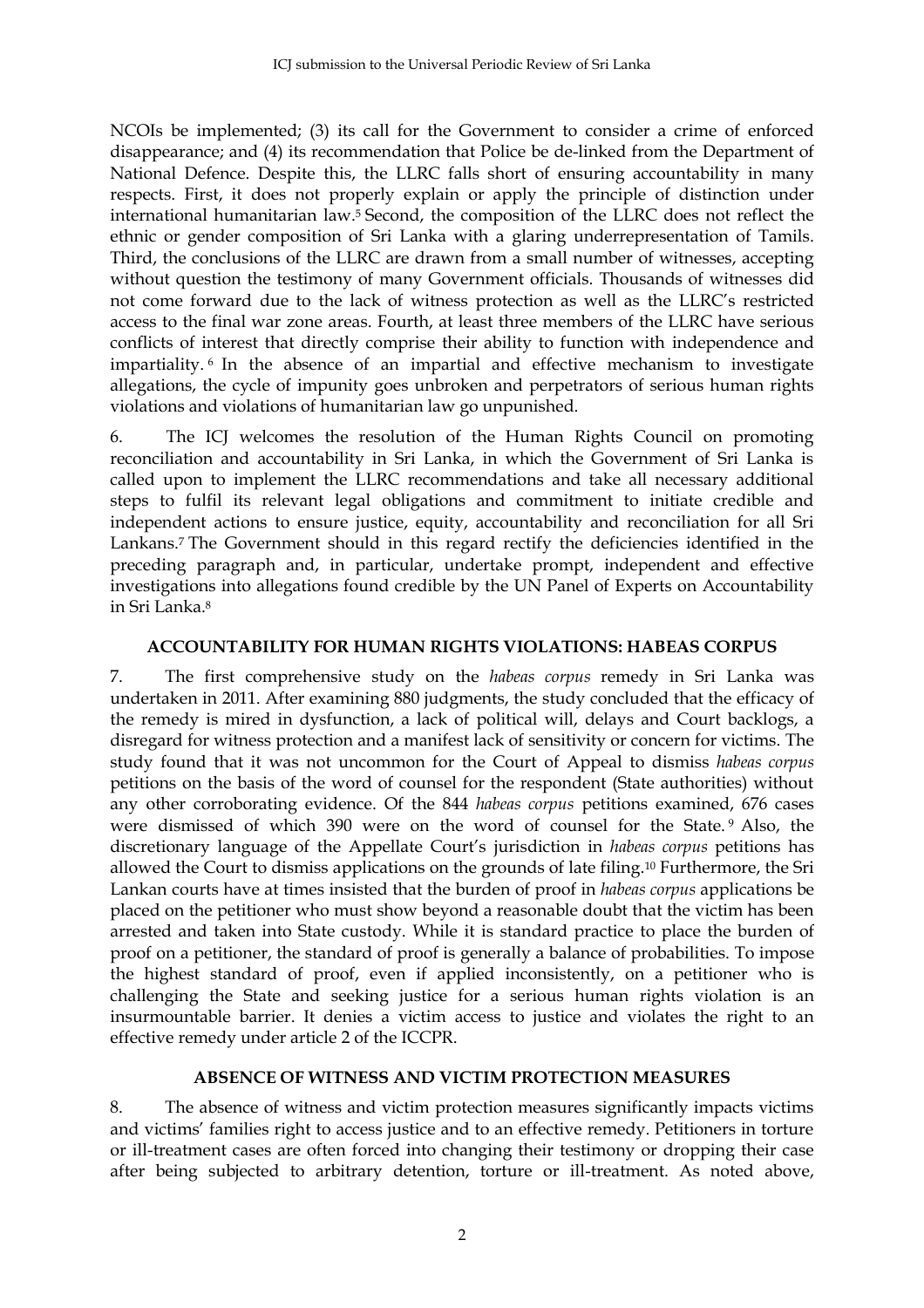NCOIs be implemented; (3) its call for the Government to consider a crime of enforced disappearance; and (4) its recommendation that Police be de-linked from the Department of National Defence. Despite this, the LLRC falls short of ensuring accountability in many respects. First, it does not properly explain or apply the principle of distinction under international humanitarian law.[5] Second, the composition of the LLRC does not reflect the ethnic or gender composition of Sri Lanka with a glaring underrepresentation of Tamils. Third, the conclusions of the LLRC are drawn from a small number of witnesses, accepting without question the testimony of many Government officials. Thousands of witnesses did not come forward due to the lack of witness protection as well as the LLRC's restricted access to the final war zone areas. Fourth, at least three members of the LLRC have serious conflicts of interest that directly comprise their ability to function with independence and impartiality.[6] In the absence of an impartial and effective mechanism to investigate allegations, the cycle of impunity goes unbroken and perpetrators of serious human rights violations and violations of humanitarian law go unpunished.

6. The ICJ welcomes the resolution of the Human Rights Council on promoting reconciliation and accountability in Sri Lanka, in which the Government of Sri Lanka is called upon to implement the LLRC recommendations and take all necessary additional steps to fulfil its relevant legal obligations and commitment to initiate credible and independent actions to ensure justice, equity, accountability and reconciliation for all Sri Lankans.[7] The Government should in this regard rectify the deficiencies identified in the preceding paragraph and, in particular, undertake prompt, independent and effective investigations into allegations found credible by the UN Panel of Experts on Accountability in Sri Lanka.[8]

## ACCOUNTABILITY FOR HUMAN RIGHTS VIOLATIONS: HABEAS CORPUS

7. The first comprehensive study on the *habeas corpus* remedy in Sri Lanka was undertaken in 2011. After examining 880 judgments, the study concluded that the efficacy of the remedy is mired in dysfunction, a lack of political will, delays and Court backlogs, a disregard for witness protection and a manifest lack of sensitivity or concern for victims. The study found that it was not uncommon for the Court of Appeal to dismiss *habeas corpus* petitions on the basis of the word of counsel for the respondent (State authorities) without any other corroborating evidence. Of the 844 *habeas corpus* petitions examined, 676 cases were dismissed of which 390 were on the word of counsel for the State.[9] Also, the discretionary language of the Appellate Court's jurisdiction in *habeas corpus* petitions has allowed the Court to dismiss applications on the grounds of late filing.[10] Furthermore, the Sri Lankan courts have at times insisted that the burden of proof in *habeas corpus* applications be placed on the petitioner who must show beyond a reasonable doubt that the victim has been arrested and taken into State custody. While it is standard practice to place the burden of proof on a petitioner, the standard of proof is generally a balance of probabilities. To impose the highest standard of proof, even if applied inconsistently, on a petitioner who is challenging the State and seeking justice for a serious human rights violation is an insurmountable barrier. It denies a victim access to justice and violates the right to an effective remedy under article 2 of the ICCPR.

## ABSENCE OF WITNESS AND VICTIM PROTECTION MEASURES

8. The absence of witness and victim protection measures significantly impacts victims and victims' families right to access justice and to an effective remedy. Petitioners in torture or ill-treatment cases are often forced into changing their testimony or dropping their case after being subjected to arbitrary detention, torture or ill-treatment. As noted above,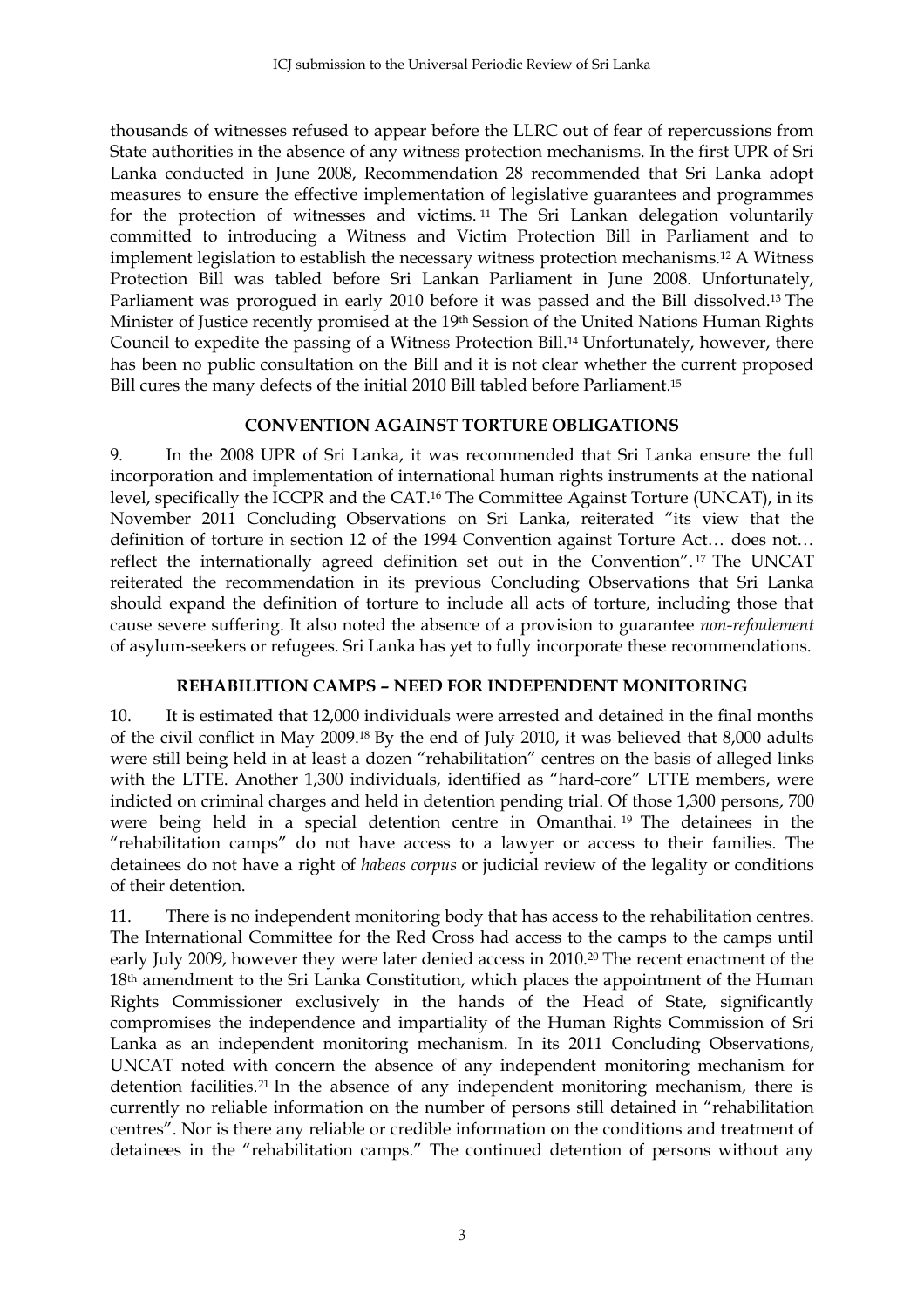thousands of witnesses refused to appear before the LLRC out of fear of repercussions from State authorities in the absence of any witness protection mechanisms. In the first UPR of Sri Lanka conducted in June 2008, Recommendation 28 recommended that Sri Lanka adopt measures to ensure the effective implementation of legislative guarantees and programmes for the protection of witnesses and victims.[11] The Sri Lankan delegation voluntarily committed to introducing a Witness and Victim Protection Bill in Parliament and to implement legislation to establish the necessary witness protection mechanisms.[12] A Witness Protection Bill was tabled before Sri Lankan Parliament in June 2008. Unfortunately, Parliament was prorogued in early 2010 before it was passed and the Bill dissolved.[13] The Minister of Justice recently promised at the 19th Session of the United Nations Human Rights Council to expedite the passing of a Witness Protection Bill.[14] Unfortunately, however, there has been no public consultation on the Bill and it is not clear whether the current proposed Bill cures the many defects of the initial 2010 Bill tabled before Parliament.[15]

## CONVENTION AGAINST TORTURE OBLIGATIONS

9. In the 2008 UPR of Sri Lanka, it was recommended that Sri Lanka ensure the full incorporation and implementation of international human rights instruments at the national level, specifically the ICCPR and the CAT.[16] The Committee Against Torture (UNCAT), in its November 2011 Concluding Observations on Sri Lanka, reiterated "its view that the definition of torture in section 12 of the 1994 Convention against Torture Act… does not… reflect the internationally agreed definition set out in the Convention".[17] The UNCAT reiterated the recommendation in its previous Concluding Observations that Sri Lanka should expand the definition of torture to include all acts of torture, including those that cause severe suffering. It also noted the absence of a provision to guarantee *non-refoulement* of asylum-seekers or refugees. Sri Lanka has yet to fully incorporate these recommendations.

## REHABILITION CAMPS – NEED FOR INDEPENDENT MONITORING

10. It is estimated that 12,000 individuals were arrested and detained in the final months of the civil conflict in May 2009.[18] By the end of July 2010, it was believed that 8,000 adults were still being held in at least a dozen "rehabilitation" centres on the basis of alleged links with the LTTE. Another 1,300 individuals, identified as "hard-core" LTTE members, were indicted on criminal charges and held in detention pending trial. Of those 1,300 persons, 700 were being held in a special detention centre in Omanthai.[19] The detainees in the "rehabilitation camps" do not have access to a lawyer or access to their families. The detainees do not have a right of *habeas corpus* or judicial review of the legality or conditions of their detention.

11. There is no independent monitoring body that has access to the rehabilitation centres. The International Committee for the Red Cross had access to the camps to the camps until early July 2009, however they were later denied access in 2010.[20] The recent enactment of the 18th amendment to the Sri Lanka Constitution, which places the appointment of the Human Rights Commissioner exclusively in the hands of the Head of State, significantly compromises the independence and impartiality of the Human Rights Commission of Sri Lanka as an independent monitoring mechanism. In its 2011 Concluding Observations, UNCAT noted with concern the absence of any independent monitoring mechanism for detention facilities.[21] In the absence of any independent monitoring mechanism, there is currently no reliable information on the number of persons still detained in "rehabilitation centres". Nor is there any reliable or credible information on the conditions and treatment of detainees in the "rehabilitation camps." The continued detention of persons without any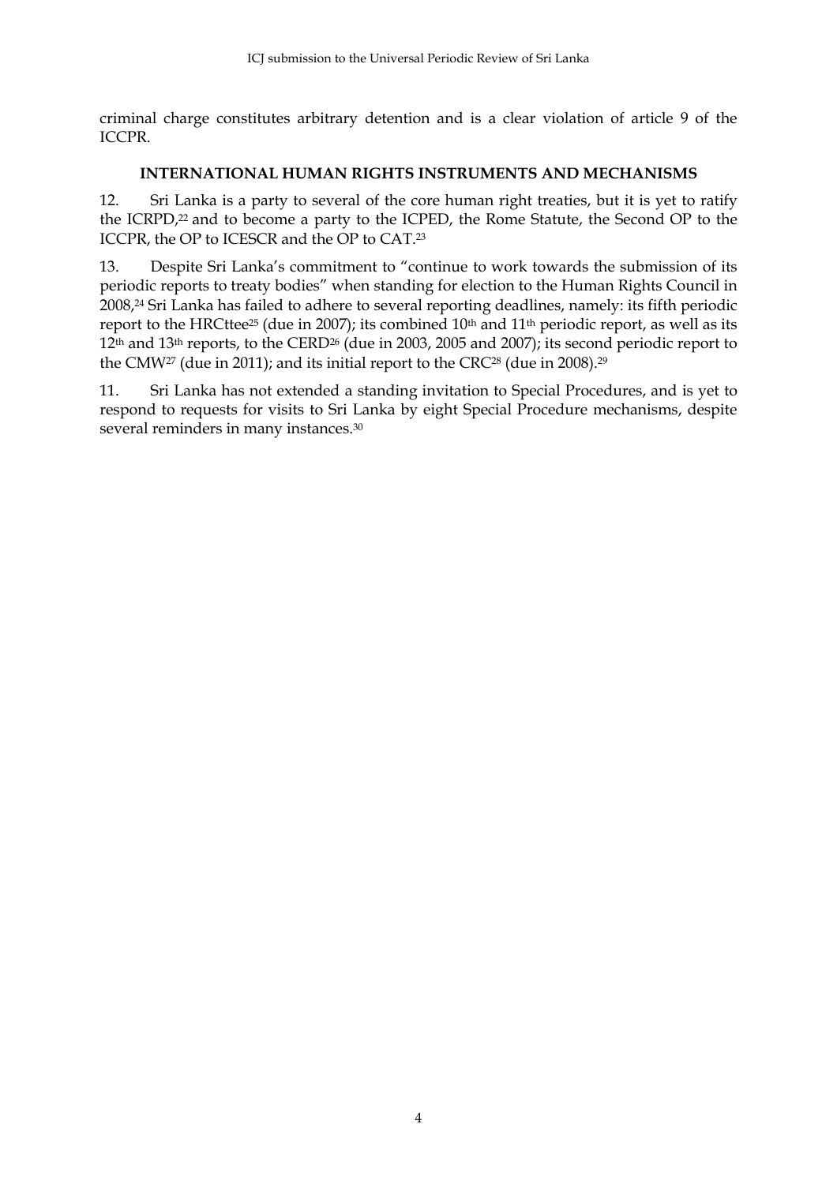criminal charge constitutes arbitrary detention and is a clear violation of article 9 of the ICCPR.

## INTERNATIONAL HUMAN RIGHTS INSTRUMENTS AND MECHANISMS

12. Sri Lanka is a party to several of the core human right treaties, but it is yet to ratify the ICRPD,[22] and to become a party to the ICPED, the Rome Statute, the Second OP to the ICCPR, the OP to ICESCR and the OP to CAT.[23]

13. Despite Sri Lanka's commitment to "continue to work towards the submission of its periodic reports to treaty bodies" when standing for election to the Human Rights Council in 2008,[24] Sri Lanka has failed to adhere to several reporting deadlines, namely: its fifth periodic report to the HRCttee[25] (due in 2007); its combined 10th and 11th periodic report, as well as its 12th and 13th reports, to the CERD[26] (due in 2003, 2005 and 2007); its second periodic report to the CMW[27] (due in 2011); and its initial report to the CRC[28] (due in 2008).[29]

11. Sri Lanka has not extended a standing invitation to Special Procedures, and is yet to respond to requests for visits to Sri Lanka by eight Special Procedure mechanisms, despite several reminders in many instances.[30]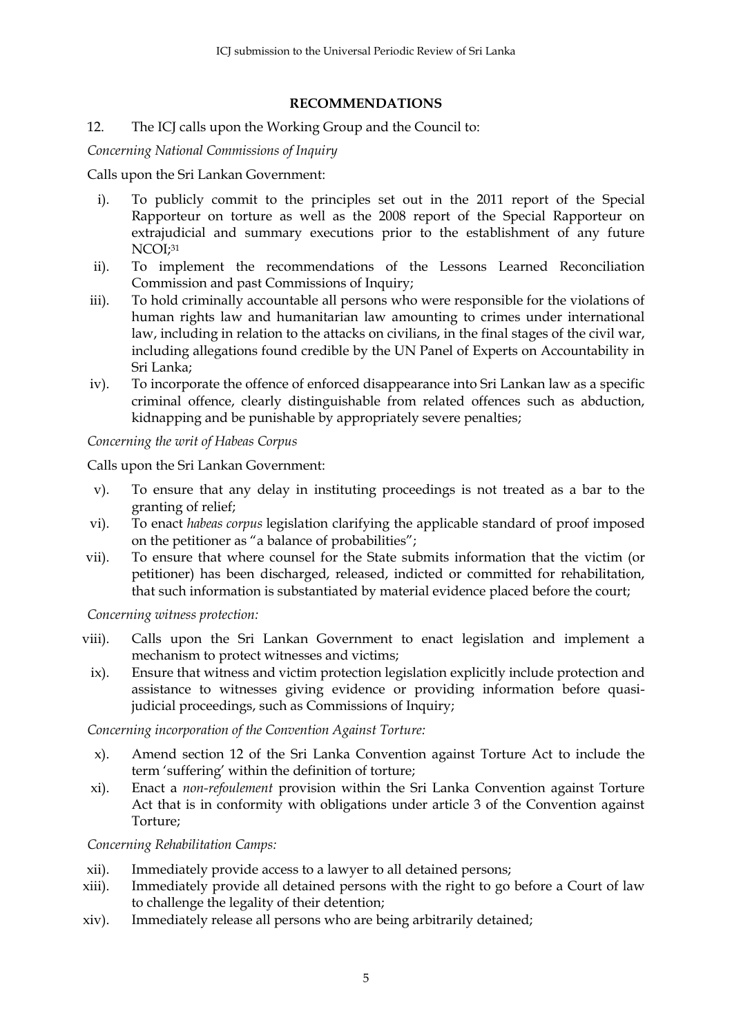## RECOMMENDATIONS

12. The ICJ calls upon the Working Group and the Council to:

*Concerning National Commissions of Inquiry*

Calls upon the Sri Lankan Government:

i). To publicly commit to the principles set out in the 2011 report of the Special Rapporteur on torture as well as the 2008 report of the Special Rapporteur on extrajudicial and summary executions prior to the establishment of any future NCOI;[31]

ii). To implement the recommendations of the Lessons Learned Reconciliation Commission and past Commissions of Inquiry;

iii). To hold criminally accountable all persons who were responsible for the violations of human rights law and humanitarian law amounting to crimes under international law, including in relation to the attacks on civilians, in the final stages of the civil war, including allegations found credible by the UN Panel of Experts on Accountability in Sri Lanka;

iv). To incorporate the offence of enforced disappearance into Sri Lankan law as a specific criminal offence, clearly distinguishable from related offences such as abduction, kidnapping and be punishable by appropriately severe penalties;

*Concerning the writ of Habeas Corpus*

Calls upon the Sri Lankan Government:

v). To ensure that any delay in instituting proceedings is not treated as a bar to the granting of relief;

vi). To enact *habeas corpus* legislation clarifying the applicable standard of proof imposed on the petitioner as "a balance of probabilities";

vii). To ensure that where counsel for the State submits information that the victim (or petitioner) has been discharged, released, indicted or committed for rehabilitation, that such information is substantiated by material evidence placed before the court;

*Concerning witness protection:*

viii). Calls upon the Sri Lankan Government to enact legislation and implement a mechanism to protect witnesses and victims;

ix). Ensure that witness and victim protection legislation explicitly include protection and assistance to witnesses giving evidence or providing information before quasi-judicial proceedings, such as Commissions of Inquiry;

*Concerning incorporation of the Convention Against Torture:*

x). Amend section 12 of the Sri Lanka Convention against Torture Act to include the term 'suffering' within the definition of torture;

xi). Enact a *non-refoulement* provision within the Sri Lanka Convention against Torture Act that is in conformity with obligations under article 3 of the Convention against Torture;

*Concerning Rehabilitation Camps:*

xii). Immediately provide access to a lawyer to all detained persons;

xiii). Immediately provide all detained persons with the right to go before a Court of law to challenge the legality of their detention;

xiv). Immediately release all persons who are being arbitrarily detained;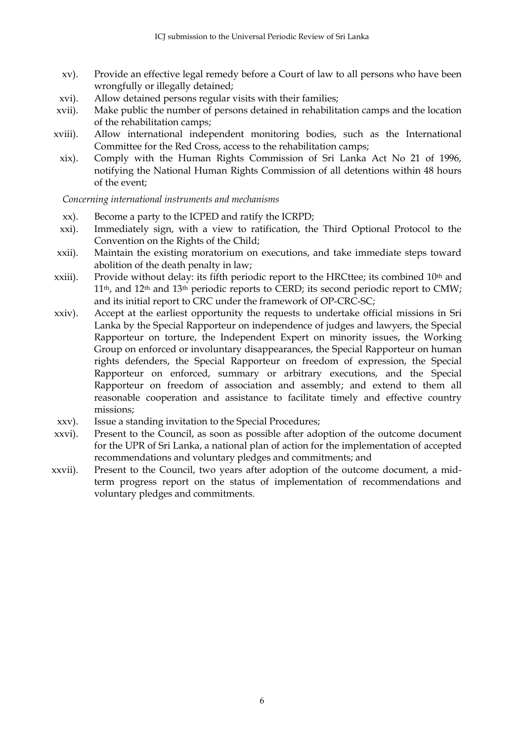xv). Provide an effective legal remedy before a Court of law to all persons who have been wrongfully or illegally detained;

xvi). Allow detained persons regular visits with their families;

xvii). Make public the number of persons detained in rehabilitation camps and the location of the rehabilitation camps;

xviii). Allow international independent monitoring bodies, such as the International Committee for the Red Cross, access to the rehabilitation camps;

xix). Comply with the Human Rights Commission of Sri Lanka Act No 21 of 1996, notifying the National Human Rights Commission of all detentions within 48 hours of the event;

*Concerning international instruments and mechanisms*

xx). Become a party to the ICPED and ratify the ICRPD;

xxi). Immediately sign, with a view to ratification, the Third Optional Protocol to the Convention on the Rights of the Child;

xxii). Maintain the existing moratorium on executions, and take immediate steps toward abolition of the death penalty in law;

xxiii). Provide without delay: its fifth periodic report to the HRCttee; its combined 10th and 11th, and 12th and 13th periodic reports to CERD; its second periodic report to CMW; and its initial report to CRC under the framework of OP-CRC-SC;

xxiv). Accept at the earliest opportunity the requests to undertake official missions in Sri Lanka by the Special Rapporteur on independence of judges and lawyers, the Special Rapporteur on torture, the Independent Expert on minority issues, the Working Group on enforced or involuntary disappearances, the Special Rapporteur on human rights defenders, the Special Rapporteur on freedom of expression, the Special Rapporteur on enforced, summary or arbitrary executions, and the Special Rapporteur on freedom of association and assembly; and extend to them all reasonable cooperation and assistance to facilitate timely and effective country missions;

xxv). Issue a standing invitation to the Special Procedures;

xxvi). Present to the Council, as soon as possible after adoption of the outcome document for the UPR of Sri Lanka, a national plan of action for the implementation of accepted recommendations and voluntary pledges and commitments; and

xxvii). Present to the Council, two years after adoption of the outcome document, a mid-term progress report on the status of implementation of recommendations and voluntary pledges and commitments.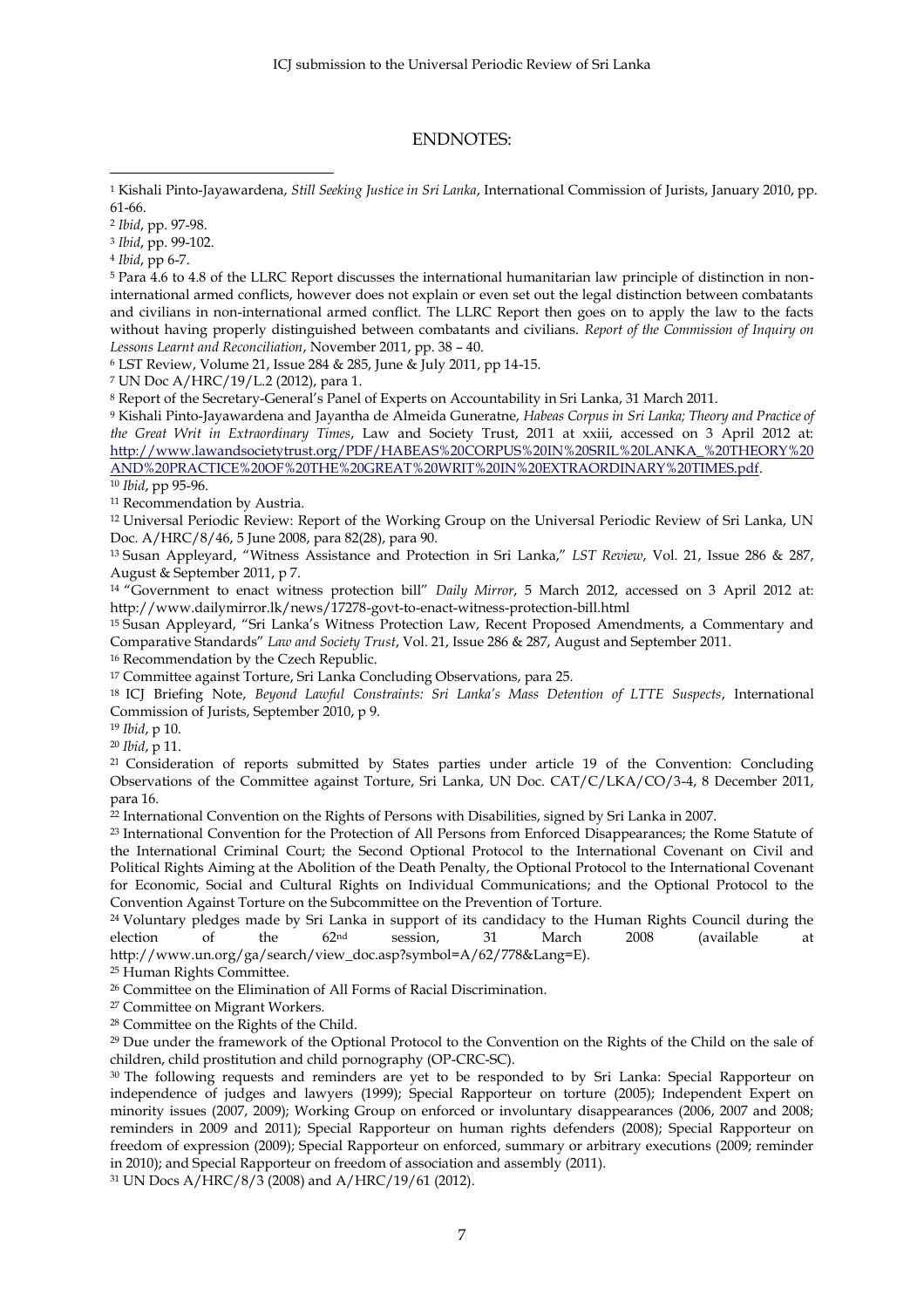## ENDNOTES:

[1] Kishali Pinto-Jayawardena, *Still Seeking Justice in Sri Lanka*, International Commission of Jurists, January 2010, pp. 61-66.

[2] *Ibid*, pp. 97-98.

[3] *Ibid*, pp. 99-102.

[4] *Ibid*, pp 6-7.

[5] Para 4.6 to 4.8 of the LLRC Report discusses the international humanitarian law principle of distinction in non-international armed conflicts, however does not explain or even set out the legal distinction between combatants and civilians in non-international armed conflict. The LLRC Report then goes on to apply the law to the facts without having properly distinguished between combatants and civilians. *Report of the Commission of Inquiry on Lessons Learnt and Reconciliation*, November 2011, pp. 38 – 40.

[6] LST Review, Volume 21, Issue 284 & 285, June & July 2011, pp 14-15.

[7] UN Doc A/HRC/19/L.2 (2012), para 1.

[8] Report of the Secretary-General's Panel of Experts on Accountability in Sri Lanka, 31 March 2011.

[9] Kishali Pinto-Jayawardena and Jayantha de Almeida Guneratne, *Habeas Corpus in Sri Lanka; Theory and Practice of the Great Writ in Extraordinary Times*, Law and Society Trust, 2011 at xxiii, accessed on 3 April 2012 at: http://www.lawandsocietytrust.org/PDF/HABEAS%20CORPUS%20IN%20SRIL%20LANKA_%20THEORY%20AND%20PRACTICE%20OF%20THE%20GREAT%20WRIT%20IN%20EXTRAORDINARY%20TIMES.pdf.

[10] *Ibid*, pp 95-96.

[11] Recommendation by Austria.

[12] Universal Periodic Review: Report of the Working Group on the Universal Periodic Review of Sri Lanka, UN Doc. A/HRC/8/46, 5 June 2008, para 82(28), para 90.

[13] Susan Appleyard, "Witness Assistance and Protection in Sri Lanka," *LST Review*, Vol. 21, Issue 286 & 287, August & September 2011, p 7.

[14] "Government to enact witness protection bill" *Daily Mirror*, 5 March 2012, accessed on 3 April 2012 at: http://www.dailymirror.lk/news/17278-govt-to-enact-witness-protection-bill.html

[15] Susan Appleyard, "Sri Lanka's Witness Protection Law, Recent Proposed Amendments, a Commentary and Comparative Standards" *Law and Society Trust*, Vol. 21, Issue 286 & 287, August and September 2011.

[16] Recommendation by the Czech Republic.

[17] Committee against Torture, Sri Lanka Concluding Observations, para 25.

[18] ICJ Briefing Note, *Beyond Lawful Constraints: Sri Lanka's Mass Detention of LTTE Suspects*, International Commission of Jurists, September 2010, p 9.

[19] *Ibid*, p 10.

[20] *Ibid*, p 11.

[21] Consideration of reports submitted by States parties under article 19 of the Convention: Concluding Observations of the Committee against Torture, Sri Lanka, UN Doc. CAT/C/LKA/CO/3-4, 8 December 2011, para 16.

[22] International Convention on the Rights of Persons with Disabilities, signed by Sri Lanka in 2007.

[23] International Convention for the Protection of All Persons from Enforced Disappearances; the Rome Statute of the International Criminal Court; the Second Optional Protocol to the International Covenant on Civil and Political Rights Aiming at the Abolition of the Death Penalty, the Optional Protocol to the International Covenant for Economic, Social and Cultural Rights on Individual Communications; and the Optional Protocol to the Convention Against Torture on the Subcommittee on the Prevention of Torture.

[24] Voluntary pledges made by Sri Lanka in support of its candidacy to the Human Rights Council during the election of the 62nd session, 31 March 2008 (available at http://www.un.org/ga/search/view_doc.asp?symbol=A/62/778&Lang=E).

[25] Human Rights Committee.

[26] Committee on the Elimination of All Forms of Racial Discrimination.

[27] Committee on Migrant Workers.

[28] Committee on the Rights of the Child.

[29] Due under the framework of the Optional Protocol to the Convention on the Rights of the Child on the sale of children, child prostitution and child pornography (OP-CRC-SC).

[30] The following requests and reminders are yet to be responded to by Sri Lanka: Special Rapporteur on independence of judges and lawyers (1999); Special Rapporteur on torture (2005); Independent Expert on minority issues (2007, 2009); Working Group on enforced or involuntary disappearances (2006, 2007 and 2008; reminders in 2009 and 2011); Special Rapporteur on human rights defenders (2008); Special Rapporteur on freedom of expression (2009); Special Rapporteur on enforced, summary or arbitrary executions (2009; reminder in 2010); and Special Rapporteur on freedom of association and assembly (2011).

[31] UN Docs A/HRC/8/3 (2008) and A/HRC/19/61 (2012).